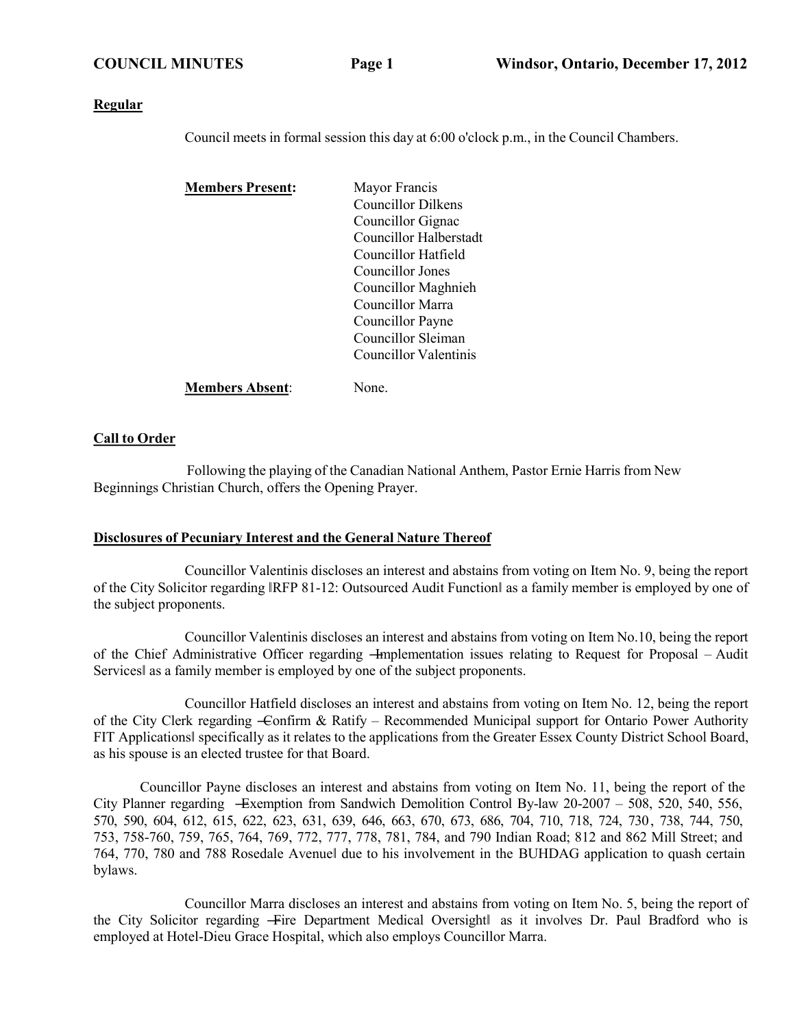**Regular**

Council meets in formal session this day at 6:00 o'clock p.m., in the Council Chambers.

**Members Present:** Mayor Francis
Councillor Dilkens
Councillor Gignac
Councillor Halberstadt
Councillor Hatfield
Councillor Jones
Councillor Maghnieh
Councillor Marra
Councillor Payne
Councillor Sleiman
Councillor Valentinis

**Members Absent**: None.

**Call to Order**

Following the playing of the Canadian National Anthem, Pastor Ernie Harris from New Beginnings Christian Church, offers the Opening Prayer.

**Disclosures of Pecuniary Interest and the General Nature Thereof**

Councillor Valentinis discloses an interest and abstains from voting on Item No. 9, being the report of the City Solicitor regarding ‖RFP 81-12: Outsourced Audit Function‖ as a family member is employed by one of the subject proponents.

Councillor Valentinis discloses an interest and abstains from voting on Item No.10, being the report of the Chief Administrative Officer regarding ―Implementation issues relating to Request for Proposal – Audit Services‖ as a family member is employed by one of the subject proponents.

Councillor Hatfield discloses an interest and abstains from voting on Item No. 12, being the report of the City Clerk regarding ―Confirm & Ratify – Recommended Municipal support for Ontario Power Authority FIT Applications‖ specifically as it relates to the applications from the Greater Essex County District School Board, as his spouse is an elected trustee for that Board.

Councillor Payne discloses an interest and abstains from voting on Item No. 11, being the report of the City Planner regarding ―Exemption from Sandwich Demolition Control By-law 20-2007 – 508, 520, 540, 556, 570, 590, 604, 612, 615, 622, 623, 631, 639, 646, 663, 670, 673, 686, 704, 710, 718, 724, 730, 738, 744, 750, 753, 758-760, 759, 765, 764, 769, 772, 777, 778, 781, 784, and 790 Indian Road; 812 and 862 Mill Street; and 764, 770, 780 and 788 Rosedale Avenue‖ due to his involvement in the BUHDAG application to quash certain bylaws.

Councillor Marra discloses an interest and abstains from voting on Item No. 5, being the report of the City Solicitor regarding ―Fire Department Medical Oversight‖ as it involves Dr. Paul Bradford who is employed at Hotel-Dieu Grace Hospital, which also employs Councillor Marra.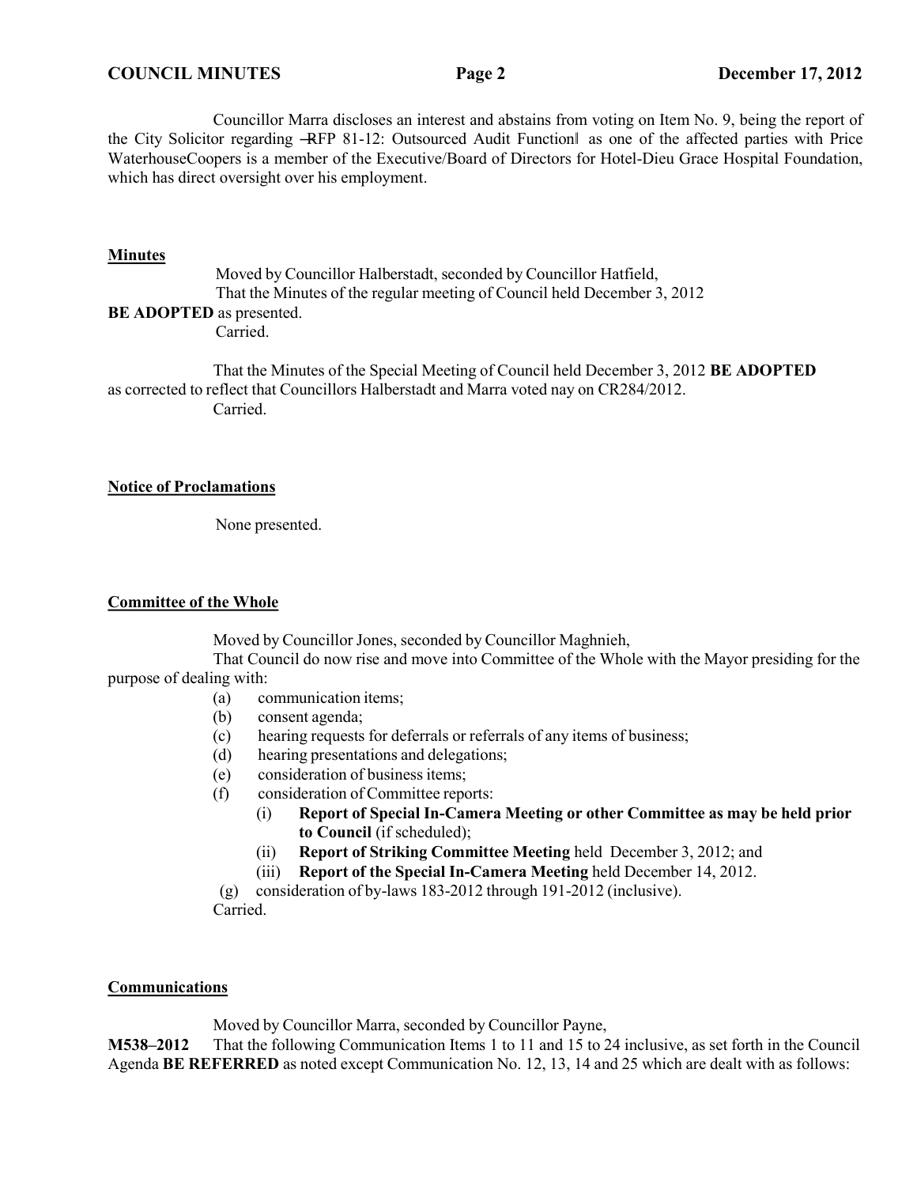Councillor Marra discloses an interest and abstains from voting on Item No. 9, being the report of the City Solicitor regarding ―RFP 81-12: Outsourced Audit Function‖ as one of the affected parties with Price WaterhouseCoopers is a member of the Executive/Board of Directors for Hotel-Dieu Grace Hospital Foundation, which has direct oversight over his employment.

**Minutes**

Moved by Councillor Halberstadt, seconded by Councillor Hatfield,
That the Minutes of the regular meeting of Council held December 3, 2012 **BE ADOPTED** as presented.
Carried.

That the Minutes of the Special Meeting of Council held December 3, 2012 **BE ADOPTED** as corrected to reflect that Councillors Halberstadt and Marra voted nay on CR284/2012.
Carried.

**Notice of Proclamations**

None presented.

**Committee of the Whole**

Moved by Councillor Jones, seconded by Councillor Maghnieh,
That Council do now rise and move into Committee of the Whole with the Mayor presiding for the purpose of dealing with:

- (a) communication items;
- (b) consent agenda;
- (c) hearing requests for deferrals or referrals of any items of business;
- (d) hearing presentations and delegations;
- (e) consideration of business items;
- (f) consideration of Committee reports:
  - (i) **Report of Special In-Camera Meeting or other Committee as may be held prior to Council** (if scheduled);
  - (ii) **Report of Striking Committee Meeting** held December 3, 2012; and
  - (iii) **Report of the Special In-Camera Meeting** held December 14, 2012.
- (g) consideration of by-laws 183-2012 through 191-2012 (inclusive).

Carried.

**Communications**

Moved by Councillor Marra, seconded by Councillor Payne,
**M538–2012** That the following Communication Items 1 to 11 and 15 to 24 inclusive, as set forth in the Council Agenda **BE REFERRED** as noted except Communication No. 12, 13, 14 and 25 which are dealt with as follows: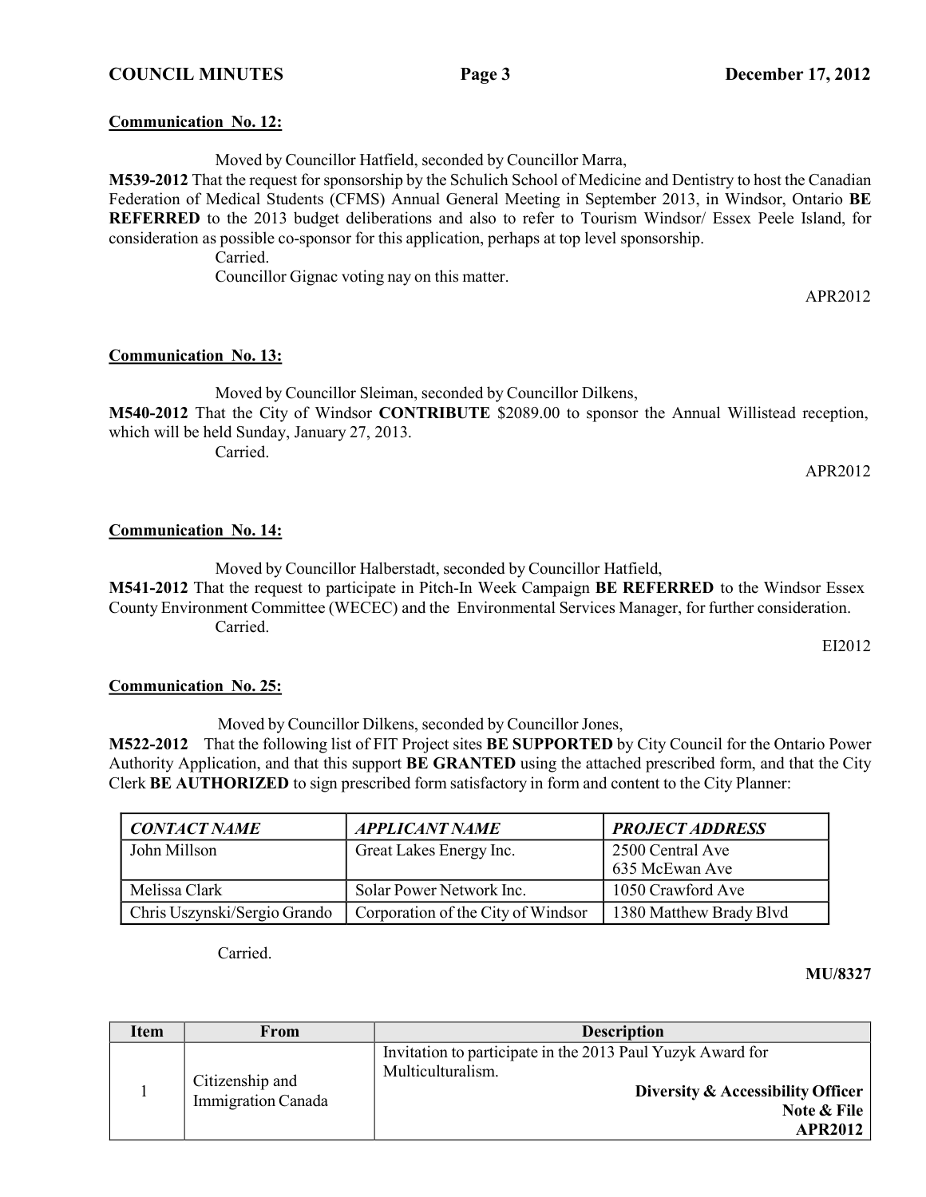**Communication No. 12:**

Moved by Councillor Hatfield, seconded by Councillor Marra,

**M539-2012** That the request for sponsorship by the Schulich School of Medicine and Dentistry to host the Canadian Federation of Medical Students (CFMS) Annual General Meeting in September 2013, in Windsor, Ontario **BE REFERRED** to the 2013 budget deliberations and also to refer to Tourism Windsor/ Essex Peele Island, for consideration as possible co-sponsor for this application, perhaps at top level sponsorship.

Carried.

Councillor Gignac voting nay on this matter.

APR2012

**Communication No. 13:**

Moved by Councillor Sleiman, seconded by Councillor Dilkens,

**M540-2012** That the City of Windsor **CONTRIBUTE** $2089.00 to sponsor the Annual Willistead reception, which will be held Sunday, January 27, 2013.

Carried.

APR2012

**Communication No. 14:**

Moved by Councillor Halberstadt, seconded by Councillor Hatfield,

**M541-2012** That the request to participate in Pitch-In Week Campaign **BE REFERRED** to the Windsor Essex County Environment Committee (WECEC) and the Environmental Services Manager, for further consideration.

Carried.

EI2012

**Communication No. 25:**

Moved by Councillor Dilkens, seconded by Councillor Jones,

**M522-2012** That the following list of FIT Project sites **BE SUPPORTED** by City Council for the Ontario Power Authority Application, and that this support **BE GRANTED** using the attached prescribed form, and that the City Clerk **BE AUTHORIZED** to sign prescribed form satisfactory in form and content to the City Planner:

| *CONTACT NAME* | *APPLICANT NAME* | *PROJECT ADDRESS* |
|---|---|---|
| John Millson | Great Lakes Energy Inc. | 2500 Central Ave<br>635 McEwan Ave |
| Melissa Clark | Solar Power Network Inc. | 1050 Crawford Ave |
| Chris Uszynski/Sergio Grando | Corporation of the City of Windsor | 1380 Matthew Brady Blvd |

Carried.

**MU/8327**

| Item | From | Description |
|---|---|---|
| 1 | Citizenship and Immigration Canada | Invitation to participate in the 2013 Paul Yuzyk Award for Multiculturalism.<br>**Diversity & Accessibility Officer**<br>**Note & File**<br>**APR2012** |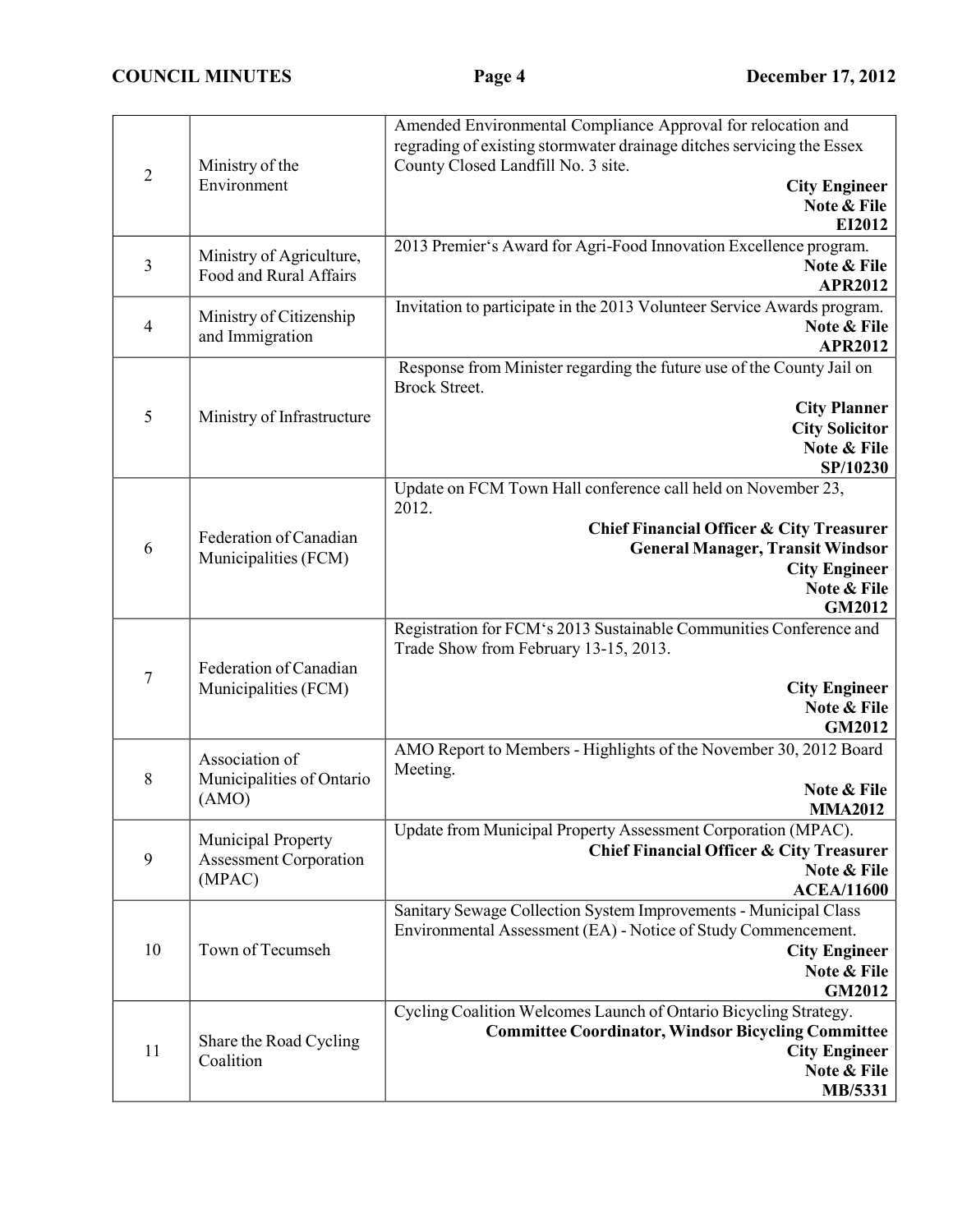| | | |
|---|---|---|
| 2 | Ministry of the Environment | Amended Environmental Compliance Approval for relocation and regrading of existing stormwater drainage ditches servicing the Essex County Closed Landfill No. 3 site.<br>**City Engineer**<br>**Note & File**<br>**EI2012** |
| 3 | Ministry of Agriculture, Food and Rural Affairs | 2013 Premier's Award for Agri-Food Innovation Excellence program.<br>**Note & File**<br>**APR2012** |
| 4 | Ministry of Citizenship and Immigration | Invitation to participate in the 2013 Volunteer Service Awards program.<br>**Note & File**<br>**APR2012** |
| 5 | Ministry of Infrastructure | Response from Minister regarding the future use of the County Jail on Brock Street.<br>**City Planner**<br>**City Solicitor**<br>**Note & File**<br>**SP/10230** |
| 6 | Federation of Canadian Municipalities (FCM) | Update on FCM Town Hall conference call held on November 23, 2012.<br>**Chief Financial Officer & City Treasurer**<br>**General Manager, Transit Windsor**<br>**City Engineer**<br>**Note & File**<br>**GM2012** |
| 7 | Federation of Canadian Municipalities (FCM) | Registration for FCM's 2013 Sustainable Communities Conference and Trade Show from February 13-15, 2013.<br>**City Engineer**<br>**Note & File**<br>**GM2012** |
| 8 | Association of Municipalities of Ontario (AMO) | AMO Report to Members - Highlights of the November 30, 2012 Board Meeting.<br>**Note & File**<br>**MMA2012** |
| 9 | Municipal Property Assessment Corporation (MPAC) | Update from Municipal Property Assessment Corporation (MPAC).<br>**Chief Financial Officer & City Treasurer**<br>**Note & File**<br>**ACEA/11600** |
| 10 | Town of Tecumseh | Sanitary Sewage Collection System Improvements - Municipal Class Environmental Assessment (EA) - Notice of Study Commencement.<br>**City Engineer**<br>**Note & File**<br>**GM2012** |
| 11 | Share the Road Cycling Coalition | Cycling Coalition Welcomes Launch of Ontario Bicycling Strategy.<br>**Committee Coordinator, Windsor Bicycling Committee**<br>**City Engineer**<br>**Note & File**<br>**MB/5331** |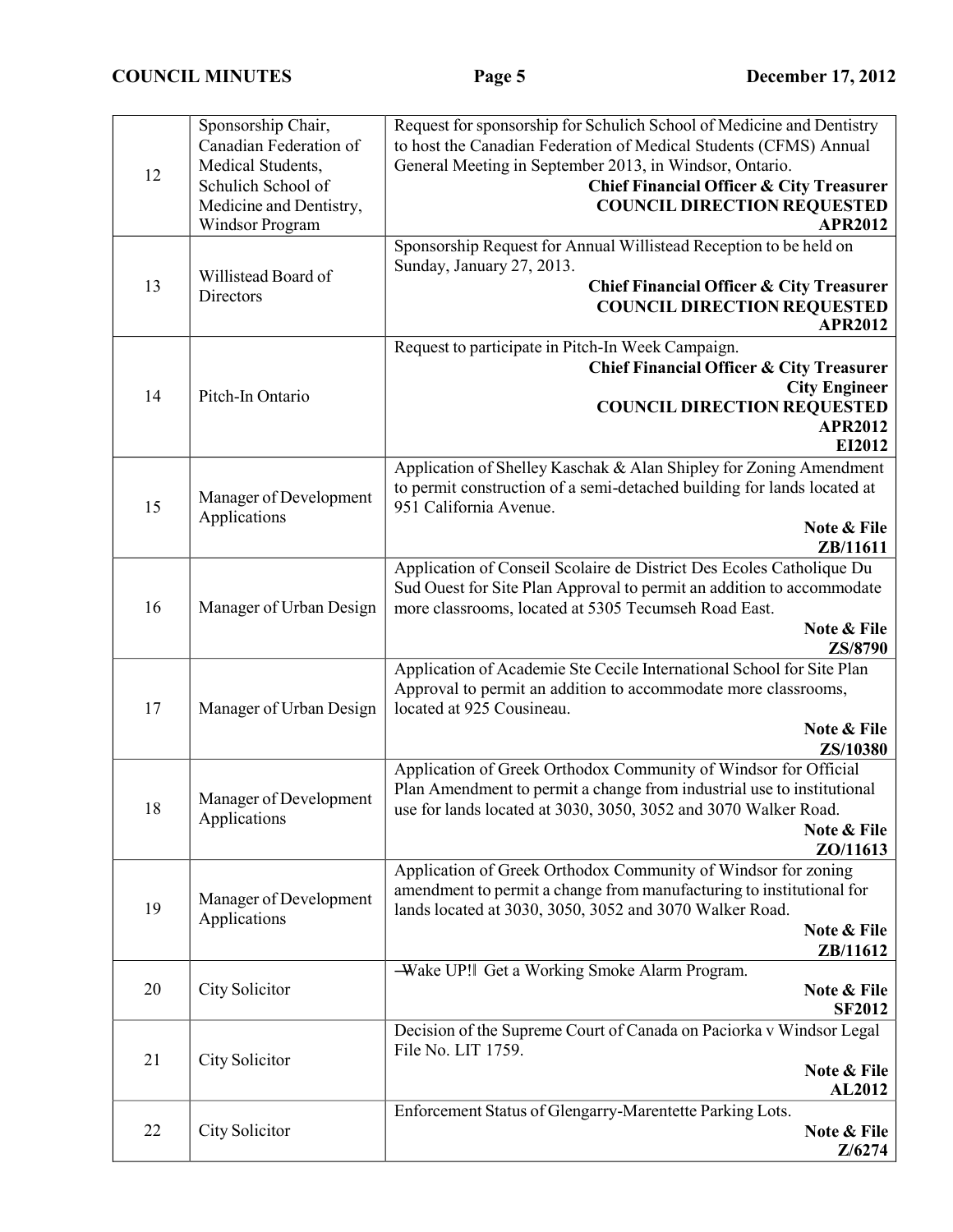| | | |
|---|---|---|
| 12 | Sponsorship Chair, Canadian Federation of Medical Students, Schulich School of Medicine and Dentistry, Windsor Program | Request for sponsorship for Schulich School of Medicine and Dentistry to host the Canadian Federation of Medical Students (CFMS) Annual General Meeting in September 2013, in Windsor, Ontario.<br>**Chief Financial Officer & City Treasurer**<br>**COUNCIL DIRECTION REQUESTED**<br>**APR2012** |
| 13 | Willistead Board of Directors | Sponsorship Request for Annual Willistead Reception to be held on Sunday, January 27, 2013.<br>**Chief Financial Officer & City Treasurer**<br>**COUNCIL DIRECTION REQUESTED**<br>**APR2012** |
| 14 | Pitch-In Ontario | Request to participate in Pitch-In Week Campaign.<br>**Chief Financial Officer & City Treasurer**<br>**City Engineer**<br>**COUNCIL DIRECTION REQUESTED**<br>**APR2012**<br>**EI2012** |
| 15 | Manager of Development Applications | Application of Shelley Kaschak & Alan Shipley for Zoning Amendment to permit construction of a semi-detached building for lands located at 951 California Avenue.<br>**Note & File**<br>**ZB/11611** |
| 16 | Manager of Urban Design | Application of Conseil Scolaire de District Des Ecoles Catholique Du Sud Ouest for Site Plan Approval to permit an addition to accommodate more classrooms, located at 5305 Tecumseh Road East.<br>**Note & File**<br>**ZS/8790** |
| 17 | Manager of Urban Design | Application of Academie Ste Cecile International School for Site Plan Approval to permit an addition to accommodate more classrooms, located at 925 Cousineau.<br>**Note & File**<br>**ZS/10380** |
| 18 | Manager of Development Applications | Application of Greek Orthodox Community of Windsor for Official Plan Amendment to permit a change from industrial use to institutional use for lands located at 3030, 3050, 3052 and 3070 Walker Road.<br>**Note & File**<br>**ZO/11613** |
| 19 | Manager of Development Applications | Application of Greek Orthodox Community of Windsor for zoning amendment to permit a change from manufacturing to institutional for lands located at 3030, 3050, 3052 and 3070 Walker Road.<br>**Note & File**<br>**ZB/11612** |
| 20 | City Solicitor | ―Wake UP!‖ Get a Working Smoke Alarm Program.<br>**Note & File**<br>**SF2012** |
| 21 | City Solicitor | Decision of the Supreme Court of Canada on Paciorka v Windsor Legal File No. LIT 1759.<br>**Note & File**<br>**AL2012** |
| 22 | City Solicitor | Enforcement Status of Glengarry-Marentette Parking Lots.<br>**Note & File**<br>**Z/6274** |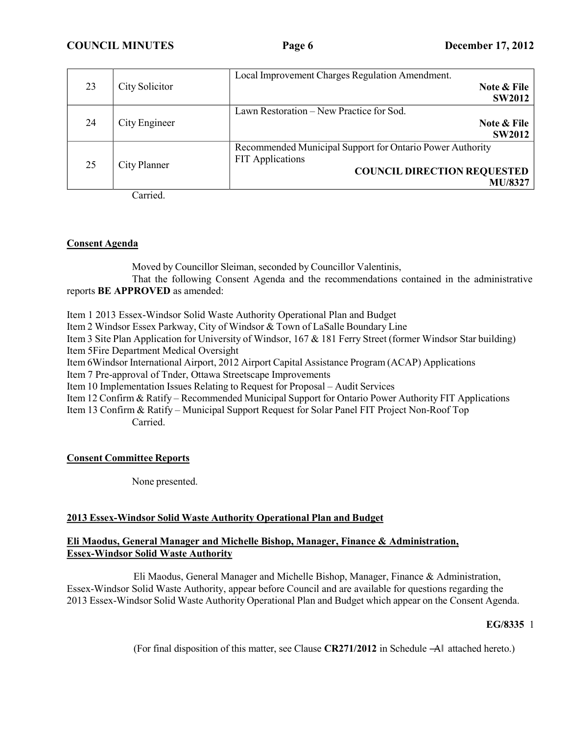| 23 | City Solicitor | Local Improvement Charges Regulation Amendment. **Note & File** **SW2012** |
|---|---|---|
| 24 | City Engineer | Lawn Restoration – New Practice for Sod. **Note & File** **SW2012** |
| 25 | City Planner | Recommended Municipal Support for Ontario Power Authority FIT Applications **COUNCIL DIRECTION REQUESTED** **MU/8327** |

Carried.

**Consent Agenda**

Moved by Councillor Sleiman, seconded by Councillor Valentinis,

That the following Consent Agenda and the recommendations contained in the administrative reports **BE APPROVED** as amended:

Item 1 2013 Essex-Windsor Solid Waste Authority Operational Plan and Budget
Item 2 Windsor Essex Parkway, City of Windsor & Town of LaSalle Boundary Line
Item 3 Site Plan Application for University of Windsor, 167 & 181 Ferry Street (former Windsor Star building)
Item 5Fire Department Medical Oversight
Item 6Windsor International Airport, 2012 Airport Capital Assistance Program (ACAP) Applications
Item 7 Pre-approval of Tnder, Ottawa Streetscape Improvements
Item 10 Implementation Issues Relating to Request for Proposal – Audit Services
Item 12 Confirm & Ratify – Recommended Municipal Support for Ontario Power Authority FIT Applications
Item 13 Confirm & Ratify – Municipal Support Request for Solar Panel FIT Project Non-Roof Top

Carried.

**Consent Committee Reports**

None presented.

**2013 Essex-Windsor Solid Waste Authority Operational Plan and Budget**

**Eli Maodus, General Manager and Michelle Bishop, Manager, Finance & Administration, Essex-Windsor Solid Waste Authority**

Eli Maodus, General Manager and Michelle Bishop, Manager, Finance & Administration, Essex-Windsor Solid Waste Authority, appear before Council and are available for questions regarding the 2013 Essex-Windsor Solid Waste Authority Operational Plan and Budget which appear on the Consent Agenda.

**EG/8335** 1

(For final disposition of this matter, see Clause **CR271/2012** in Schedule ―A‖ attached hereto.)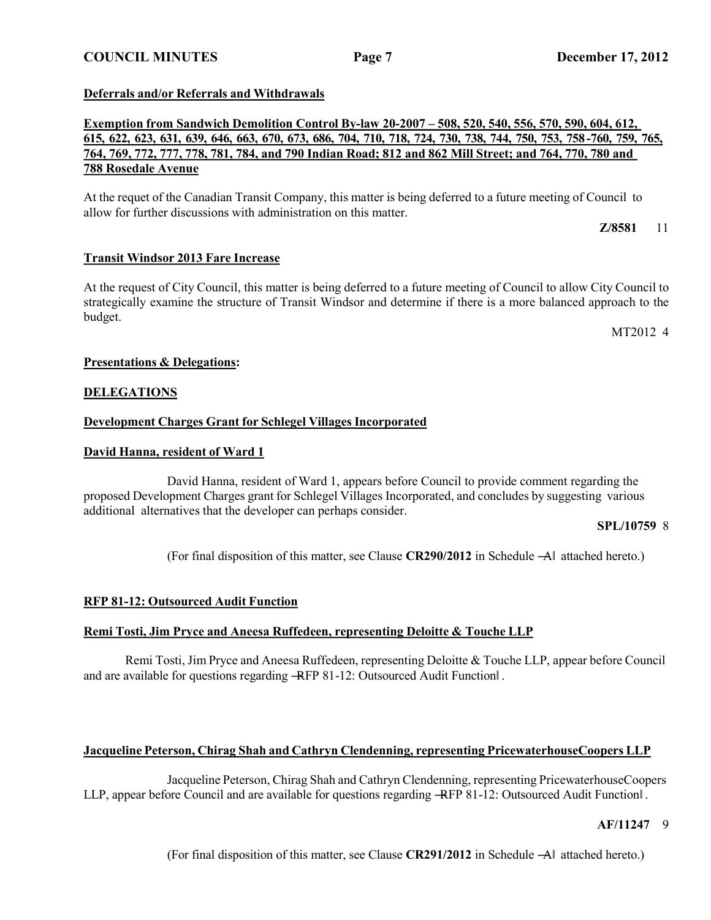**Deferrals and/or Referrals and Withdrawals**

**Exemption from Sandwich Demolition Control By-law 20-2007 – 508, 520, 540, 556, 570, 590, 604, 612, 615, 622, 623, 631, 639, 646, 663, 670, 673, 686, 704, 710, 718, 724, 730, 738, 744, 750, 753, 758-760, 759, 765, 764, 769, 772, 777, 778, 781, 784, and 790 Indian Road; 812 and 862 Mill Street; and 764, 770, 780 and 788 Rosedale Avenue**

At the requet of the Canadian Transit Company, this matter is being deferred to a future meeting of Council to allow for further discussions with administration on this matter.

**Z/8581** 11

**Transit Windsor 2013 Fare Increase**

At the request of City Council, this matter is being deferred to a future meeting of Council to allow City Council to strategically examine the structure of Transit Windsor and determine if there is a more balanced approach to the budget.

MT2012 4

**Presentations & Delegations:**

**DELEGATIONS**

**Development Charges Grant for Schlegel Villages Incorporated**

**David Hanna, resident of Ward 1**

David Hanna, resident of Ward 1, appears before Council to provide comment regarding the proposed Development Charges grant for Schlegel Villages Incorporated, and concludes by suggesting various additional alternatives that the developer can perhaps consider.

**SPL/10759** 8

(For final disposition of this matter, see Clause **CR290/2012** in Schedule ―A‖ attached hereto.)

**RFP 81-12: Outsourced Audit Function**

**Remi Tosti, Jim Pryce and Aneesa Ruffedeen, representing Deloitte & Touche LLP**

Remi Tosti, Jim Pryce and Aneesa Ruffedeen, representing Deloitte & Touche LLP, appear before Council and are available for questions regarding ―RFP 81-12: Outsourced Audit Function‖.

**Jacqueline Peterson, Chirag Shah and Cathryn Clendenning, representing PricewaterhouseCoopers LLP**

Jacqueline Peterson, Chirag Shah and Cathryn Clendenning, representing PricewaterhouseCoopers LLP, appear before Council and are available for questions regarding ―RFP 81-12: Outsourced Audit Function‖.

**AF/11247** 9

(For final disposition of this matter, see Clause **CR291/2012** in Schedule ―A‖ attached hereto.)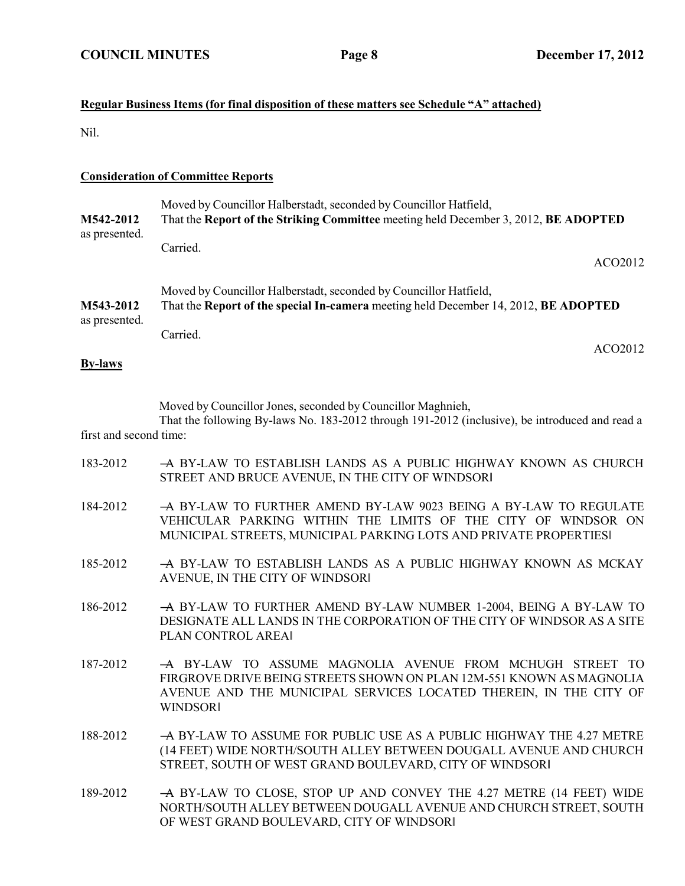**Regular Business Items (for final disposition of these matters see Schedule "A" attached)**

Nil.

**Consideration of Committee Reports**

Moved by Councillor Halberstadt, seconded by Councillor Hatfield,

**M542-2012** That the **Report of the Striking Committee** meeting held December 3, 2012, **BE ADOPTED** as presented.

Carried.

ACO2012

Moved by Councillor Halberstadt, seconded by Councillor Hatfield,

**M543-2012** That the **Report of the special In-camera** meeting held December 14, 2012, **BE ADOPTED** as presented.

Carried.

ACO2012

**By-laws**

Moved by Councillor Jones, seconded by Councillor Maghnieh,

That the following By-laws No. 183-2012 through 191-2012 (inclusive), be introduced and read a first and second time:

183-2012 ―A BY-LAW TO ESTABLISH LANDS AS A PUBLIC HIGHWAY KNOWN AS CHURCH STREET AND BRUCE AVENUE, IN THE CITY OF WINDSOR‖

184-2012 ―A BY-LAW TO FURTHER AMEND BY-LAW 9023 BEING A BY-LAW TO REGULATE VEHICULAR PARKING WITHIN THE LIMITS OF THE CITY OF WINDSOR ON MUNICIPAL STREETS, MUNICIPAL PARKING LOTS AND PRIVATE PROPERTIES‖

185-2012 ―A BY-LAW TO ESTABLISH LANDS AS A PUBLIC HIGHWAY KNOWN AS MCKAY AVENUE, IN THE CITY OF WINDSOR‖

186-2012 ―A BY-LAW TO FURTHER AMEND BY-LAW NUMBER 1-2004, BEING A BY-LAW TO DESIGNATE ALL LANDS IN THE CORPORATION OF THE CITY OF WINDSOR AS A SITE PLAN CONTROL AREA‖

187-2012 ―A BY-LAW TO ASSUME MAGNOLIA AVENUE FROM MCHUGH STREET TO FIRGROVE DRIVE BEING STREETS SHOWN ON PLAN 12M-551 KNOWN AS MAGNOLIA AVENUE AND THE MUNICIPAL SERVICES LOCATED THEREIN, IN THE CITY OF WINDSOR‖

188-2012 ―A BY-LAW TO ASSUME FOR PUBLIC USE AS A PUBLIC HIGHWAY THE 4.27 METRE (14 FEET) WIDE NORTH/SOUTH ALLEY BETWEEN DOUGALL AVENUE AND CHURCH STREET, SOUTH OF WEST GRAND BOULEVARD, CITY OF WINDSOR‖

189-2012 ―A BY-LAW TO CLOSE, STOP UP AND CONVEY THE 4.27 METRE (14 FEET) WIDE NORTH/SOUTH ALLEY BETWEEN DOUGALL AVENUE AND CHURCH STREET, SOUTH OF WEST GRAND BOULEVARD, CITY OF WINDSOR‖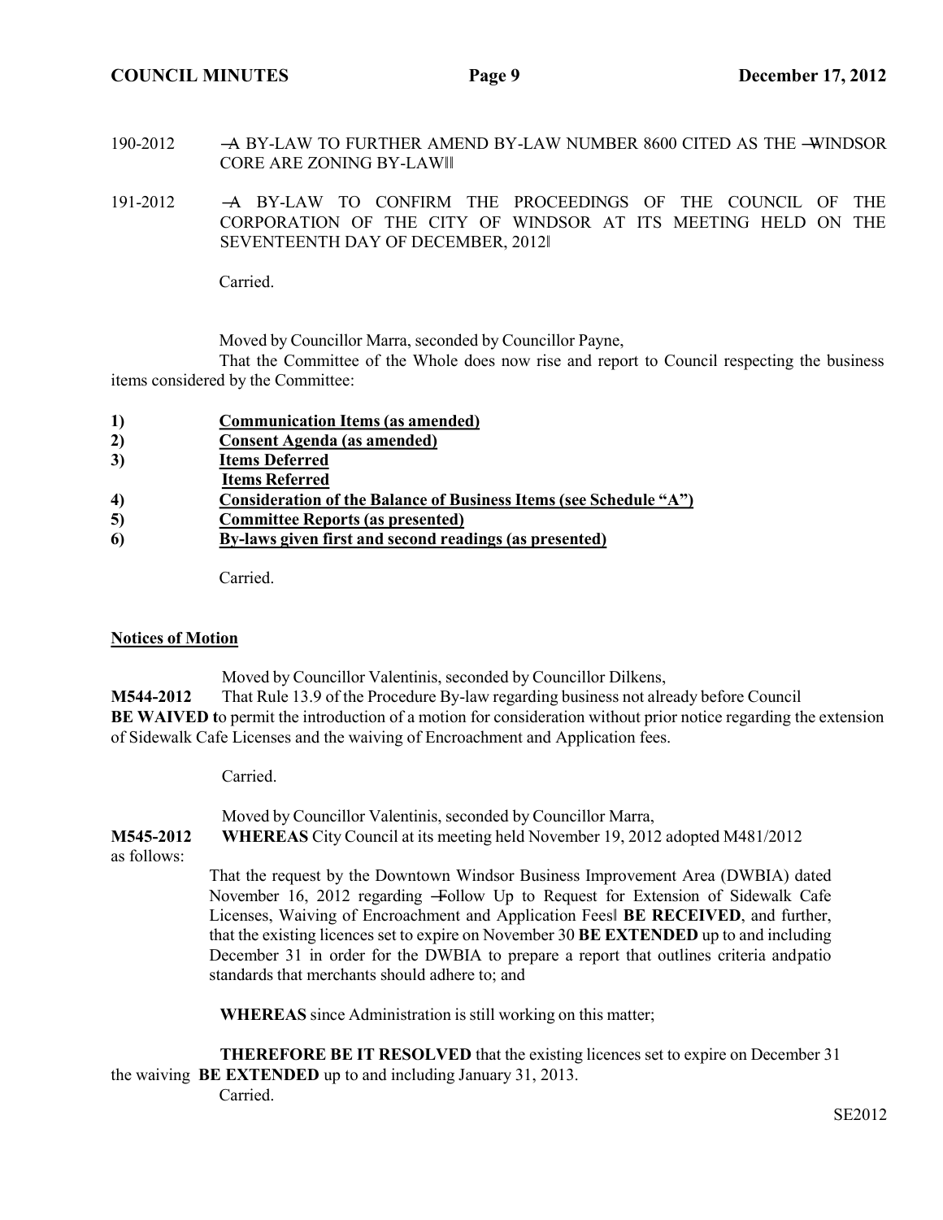190-2012 ―A BY-LAW TO FURTHER AMEND BY-LAW NUMBER 8600 CITED AS THE ―WINDSOR CORE ARE ZONING BY-LAW‖‖

191-2012 ―A BY-LAW TO CONFIRM THE PROCEEDINGS OF THE COUNCIL OF THE CORPORATION OF THE CITY OF WINDSOR AT ITS MEETING HELD ON THE SEVENTEENTH DAY OF DECEMBER, 2012‖

Carried.

Moved by Councillor Marra, seconded by Councillor Payne,

That the Committee of the Whole does now rise and report to Council respecting the business items considered by the Committee:

1) **Communication Items (as amended)**
2) **Consent Agenda (as amended)**
3) **Items Deferred**
   **Items Referred**
4) **Consideration of the Balance of Business Items (see Schedule "A")**
5) **Committee Reports (as presented)**
6) **By-laws given first and second readings (as presented)**

Carried.

**Notices of Motion**

Moved by Councillor Valentinis, seconded by Councillor Dilkens,

**M544-2012** That Rule 13.9 of the Procedure By-law regarding business not already before Council **BE WAIVED t**o permit the introduction of a motion for consideration without prior notice regarding the extension of Sidewalk Cafe Licenses and the waiving of Encroachment and Application fees.

Carried.

Moved by Councillor Valentinis, seconded by Councillor Marra,

**M545-2012** **WHEREAS** City Council at its meeting held November 19, 2012 adopted M481/2012 as follows:

That the request by the Downtown Windsor Business Improvement Area (DWBIA) dated November 16, 2012 regarding ―Follow Up to Request for Extension of Sidewalk Cafe Licenses, Waiving of Encroachment and Application Fees‖ **BE RECEIVED**, and further, that the existing licences set to expire on November 30 **BE EXTENDED** up to and including December 31 in order for the DWBIA to prepare a report that outlines criteria andpatio standards that merchants should adhere to; and

**WHEREAS** since Administration is still working on this matter;

**THEREFORE BE IT RESOLVED** that the existing licences set to expire on December 31 the waiving **BE EXTENDED** up to and including January 31, 2013.

Carried.

SE2012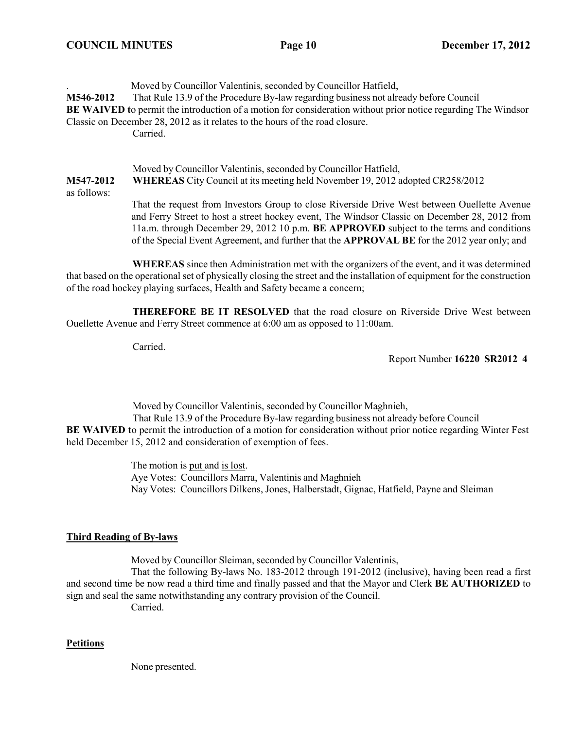. Moved by Councillor Valentinis, seconded by Councillor Hatfield,

**M546-2012** That Rule 13.9 of the Procedure By-law regarding business not already before Council **BE WAIVED t**o permit the introduction of a motion for consideration without prior notice regarding The Windsor Classic on December 28, 2012 as it relates to the hours of the road closure.

Carried.

Moved by Councillor Valentinis, seconded by Councillor Hatfield,

**M547-2012** **WHEREAS** City Council at its meeting held November 19, 2012 adopted CR258/2012 as follows:

> That the request from Investors Group to close Riverside Drive West between Ouellette Avenue and Ferry Street to host a street hockey event, The Windsor Classic on December 28, 2012 from 11a.m. through December 29, 2012 10 p.m. **BE APPROVED** subject to the terms and conditions of the Special Event Agreement, and further that the **APPROVAL BE** for the 2012 year only; and

**WHEREAS** since then Administration met with the organizers of the event, and it was determined that based on the operational set of physically closing the street and the installation of equipment for the construction of the road hockey playing surfaces, Health and Safety became a concern;

**THEREFORE BE IT RESOLVED** that the road closure on Riverside Drive West between Ouellette Avenue and Ferry Street commence at 6:00 am as opposed to 11:00am.

Carried.

Report Number **16220 SR2012 4**

Moved by Councillor Valentinis, seconded by Councillor Maghnieh,

That Rule 13.9 of the Procedure By-law regarding business not already before Council **BE WAIVED t**o permit the introduction of a motion for consideration without prior notice regarding Winter Fest held December 15, 2012 and consideration of exemption of fees.

The motion is put and is lost.

Aye Votes: Councillors Marra, Valentinis and Maghnieh

Nay Votes: Councillors Dilkens, Jones, Halberstadt, Gignac, Hatfield, Payne and Sleiman

## Third Reading of By-laws

Moved by Councillor Sleiman, seconded by Councillor Valentinis,

That the following By-laws No. 183-2012 through 191-2012 (inclusive), having been read a first and second time be now read a third time and finally passed and that the Mayor and Clerk **BE AUTHORIZED** to sign and seal the same notwithstanding any contrary provision of the Council.

Carried.

## Petitions

None presented.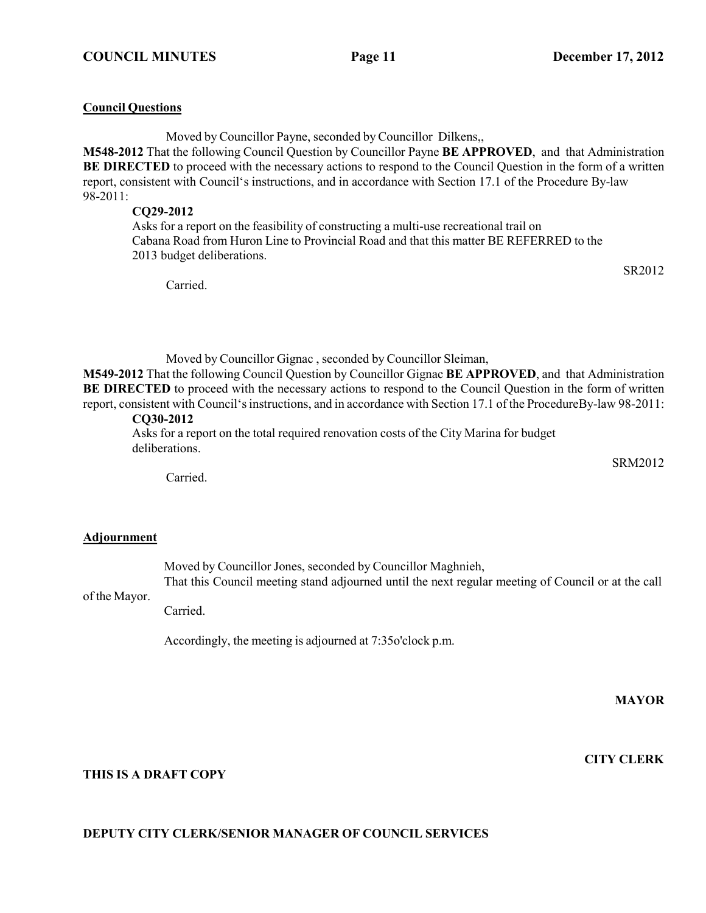**Council Questions**

Moved by Councillor Payne, seconded by Councillor Dilkens,,

**M548-2012** That the following Council Question by Councillor Payne **BE APPROVED**, and that Administration **BE DIRECTED** to proceed with the necessary actions to respond to the Council Question in the form of a written report, consistent with Council's instructions, and in accordance with Section 17.1 of the Procedure By-law 98-2011:

**CQ29-2012**

Asks for a report on the feasibility of constructing a multi-use recreational trail on Cabana Road from Huron Line to Provincial Road and that this matter BE REFERRED to the 2013 budget deliberations.

SR2012

Carried.

Moved by Councillor Gignac , seconded by Councillor Sleiman,

**M549-2012** That the following Council Question by Councillor Gignac **BE APPROVED**, and that Administration **BE DIRECTED** to proceed with the necessary actions to respond to the Council Question in the form of written report, consistent with Council's instructions, and in accordance with Section 17.1 of the ProcedureBy-law 98-2011:

**CQ30-2012**

Asks for a report on the total required renovation costs of the City Marina for budget deliberations.

SRM2012

Carried.

**Adjournment**

Moved by Councillor Jones, seconded by Councillor Maghnieh,

That this Council meeting stand adjourned until the next regular meeting of Council or at the call of the Mayor.

Carried.

Accordingly, the meeting is adjourned at 7:35o'clock p.m.

**MAYOR**

**CITY CLERK**

**THIS IS A DRAFT COPY**

**DEPUTY CITY CLERK/SENIOR MANAGER OF COUNCIL SERVICES**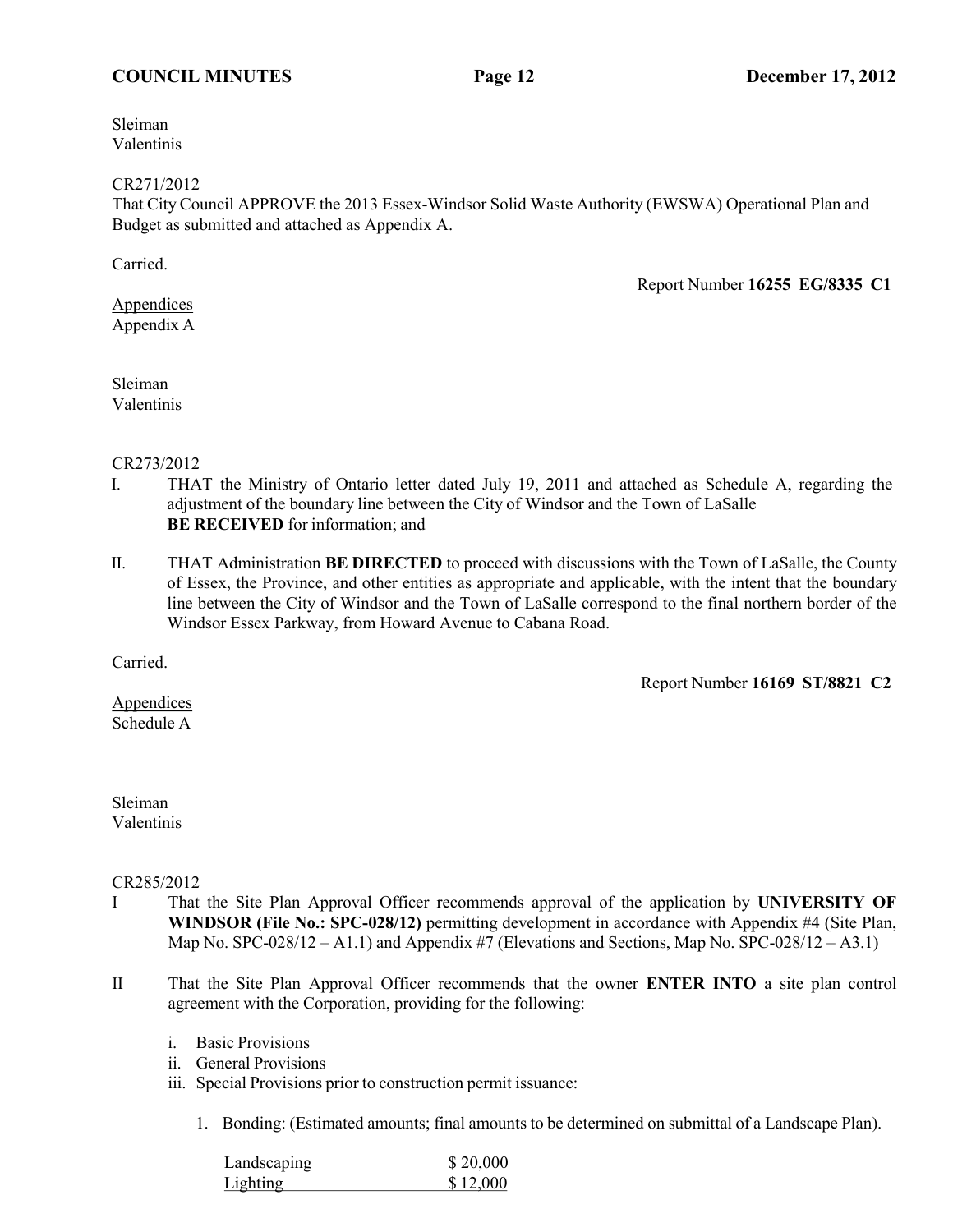Sleiman
Valentinis

CR271/2012
That City Council APPROVE the 2013 Essex-Windsor Solid Waste Authority (EWSWA) Operational Plan and Budget as submitted and attached as Appendix A.

Carried.

Report Number **16255 EG/8335 C1**

Appendices
Appendix A

Sleiman
Valentinis

CR273/2012

I. THAT the Ministry of Ontario letter dated July 19, 2011 and attached as Schedule A, regarding the adjustment of the boundary line between the City of Windsor and the Town of LaSalle **BE RECEIVED** for information; and

II. THAT Administration **BE DIRECTED** to proceed with discussions with the Town of LaSalle, the County of Essex, the Province, and other entities as appropriate and applicable, with the intent that the boundary line between the City of Windsor and the Town of LaSalle correspond to the final northern border of the Windsor Essex Parkway, from Howard Avenue to Cabana Road.

Carried.

Report Number **16169 ST/8821 C2**

Appendices
Schedule A

Sleiman
Valentinis

CR285/2012

I That the Site Plan Approval Officer recommends approval of the application by **UNIVERSITY OF WINDSOR (File No.: SPC-028/12)** permitting development in accordance with Appendix #4 (Site Plan, Map No. SPC-028/12 – A1.1) and Appendix #7 (Elevations and Sections, Map No. SPC-028/12 – A3.1)

II That the Site Plan Approval Officer recommends that the owner **ENTER INTO** a site plan control agreement with the Corporation, providing for the following:

i. Basic Provisions
ii. General Provisions
iii. Special Provisions prior to construction permit issuance:

1. Bonding: (Estimated amounts; final amounts to be determined on submittal of a Landscape Plan).

| | |
|---|---|
| Landscaping | $ 20,000 |
| Lighting | $ 12,000 |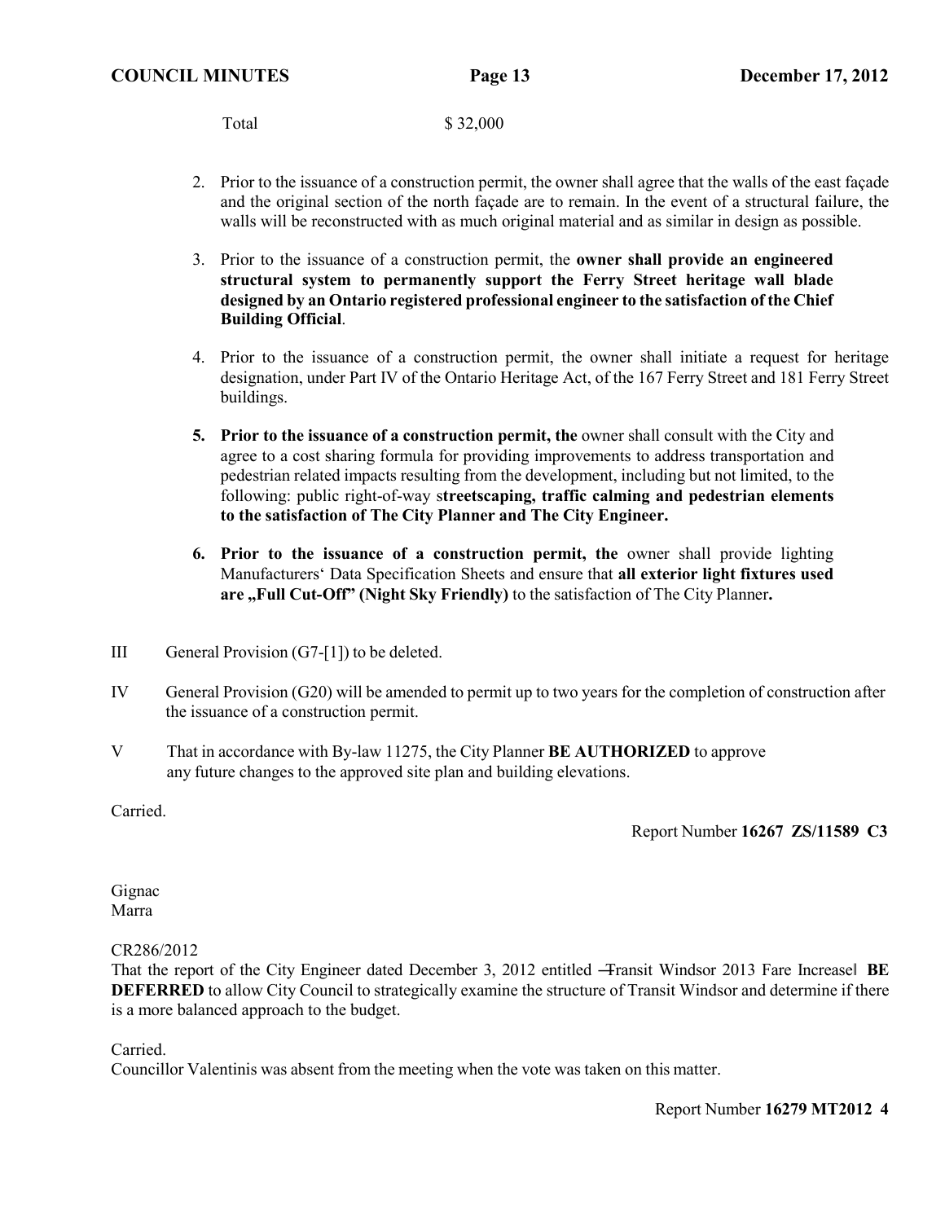Total $ 32,000

2. Prior to the issuance of a construction permit, the owner shall agree that the walls of the east façade and the original section of the north façade are to remain. In the event of a structural failure, the walls will be reconstructed with as much original material and as similar in design as possible.

3. Prior to the issuance of a construction permit, the **owner shall provide an engineered structural system to permanently support the Ferry Street heritage wall blade designed by an Ontario registered professional engineer to the satisfaction of the Chief Building Official**.

4. Prior to the issuance of a construction permit, the owner shall initiate a request for heritage designation, under Part IV of the Ontario Heritage Act, of the 167 Ferry Street and 181 Ferry Street buildings.

5. **Prior to the issuance of a construction permit, the** owner shall consult with the City and agree to a cost sharing formula for providing improvements to address transportation and pedestrian related impacts resulting from the development, including but not limited, to the following: public right-of-way s**treetscaping, traffic calming and pedestrian elements to the satisfaction of The City Planner and The City Engineer.**

6. **Prior to the issuance of a construction permit, the** owner shall provide lighting Manufacturers' Data Specification Sheets and ensure that **all exterior light fixtures used are „Full Cut-Off" (Night Sky Friendly)** to the satisfaction of The City Planner**.**

III General Provision (G7-[1]) to be deleted.

IV General Provision (G20) will be amended to permit up to two years for the completion of construction after the issuance of a construction permit.

V That in accordance with By-law 11275, the City Planner **BE AUTHORIZED** to approve any future changes to the approved site plan and building elevations.

Carried.

Report Number **16267 ZS/11589 C3**

Gignac
Marra

CR286/2012
That the report of the City Engineer dated December 3, 2012 entitled ―Transit Windsor 2013 Fare Increase‖ **BE DEFERRED** to allow City Council to strategically examine the structure of Transit Windsor and determine if there is a more balanced approach to the budget.

Carried.
Councillor Valentinis was absent from the meeting when the vote was taken on this matter.

Report Number **16279 MT2012 4**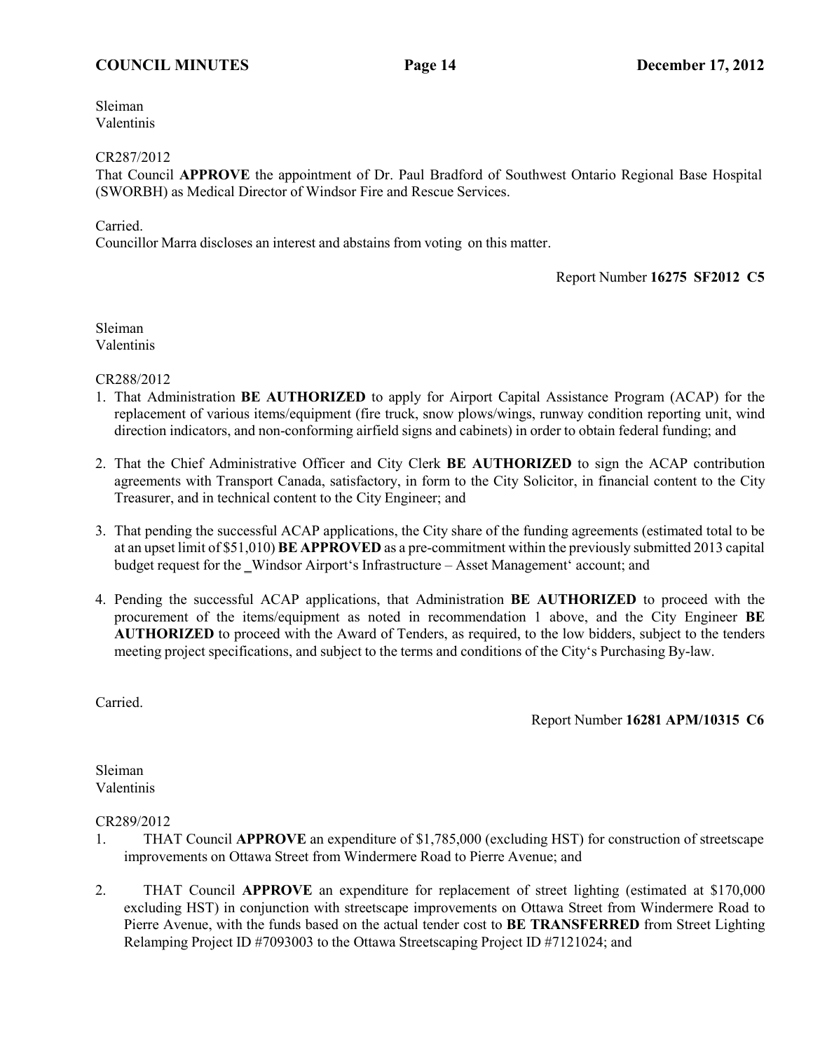Sleiman
Valentinis

CR287/2012
That Council **APPROVE** the appointment of Dr. Paul Bradford of Southwest Ontario Regional Base Hospital (SWORBH) as Medical Director of Windsor Fire and Rescue Services.

Carried.
Councillor Marra discloses an interest and abstains from voting on this matter.

Report Number **16275 SF2012 C5**

Sleiman
Valentinis

CR288/2012

1. That Administration **BE AUTHORIZED** to apply for Airport Capital Assistance Program (ACAP) for the replacement of various items/equipment (fire truck, snow plows/wings, runway condition reporting unit, wind direction indicators, and non-conforming airfield signs and cabinets) in order to obtain federal funding; and

2. That the Chief Administrative Officer and City Clerk **BE AUTHORIZED** to sign the ACAP contribution agreements with Transport Canada, satisfactory, in form to the City Solicitor, in financial content to the City Treasurer, and in technical content to the City Engineer; and

3. That pending the successful ACAP applications, the City share of the funding agreements (estimated total to be at an upset limit of $51,010) **BE APPROVED** as a pre-commitment within the previously submitted 2013 capital budget request for the ‗Windsor Airport's Infrastructure – Asset Management' account; and

4. Pending the successful ACAP applications, that Administration **BE AUTHORIZED** to proceed with the procurement of the items/equipment as noted in recommendation 1 above, and the City Engineer **BE AUTHORIZED** to proceed with the Award of Tenders, as required, to the low bidders, subject to the tenders meeting project specifications, and subject to the terms and conditions of the City's Purchasing By-law.

Carried.

Report Number **16281 APM/10315 C6**

Sleiman
Valentinis

CR289/2012

1. THAT Council **APPROVE** an expenditure of $1,785,000 (excluding HST) for construction of streetscape improvements on Ottawa Street from Windermere Road to Pierre Avenue; and

2. THAT Council **APPROVE** an expenditure for replacement of street lighting (estimated at $170,000 excluding HST) in conjunction with streetscape improvements on Ottawa Street from Windermere Road to Pierre Avenue, with the funds based on the actual tender cost to **BE TRANSFERRED** from Street Lighting Relamping Project ID #7093003 to the Ottawa Streetscaping Project ID #7121024; and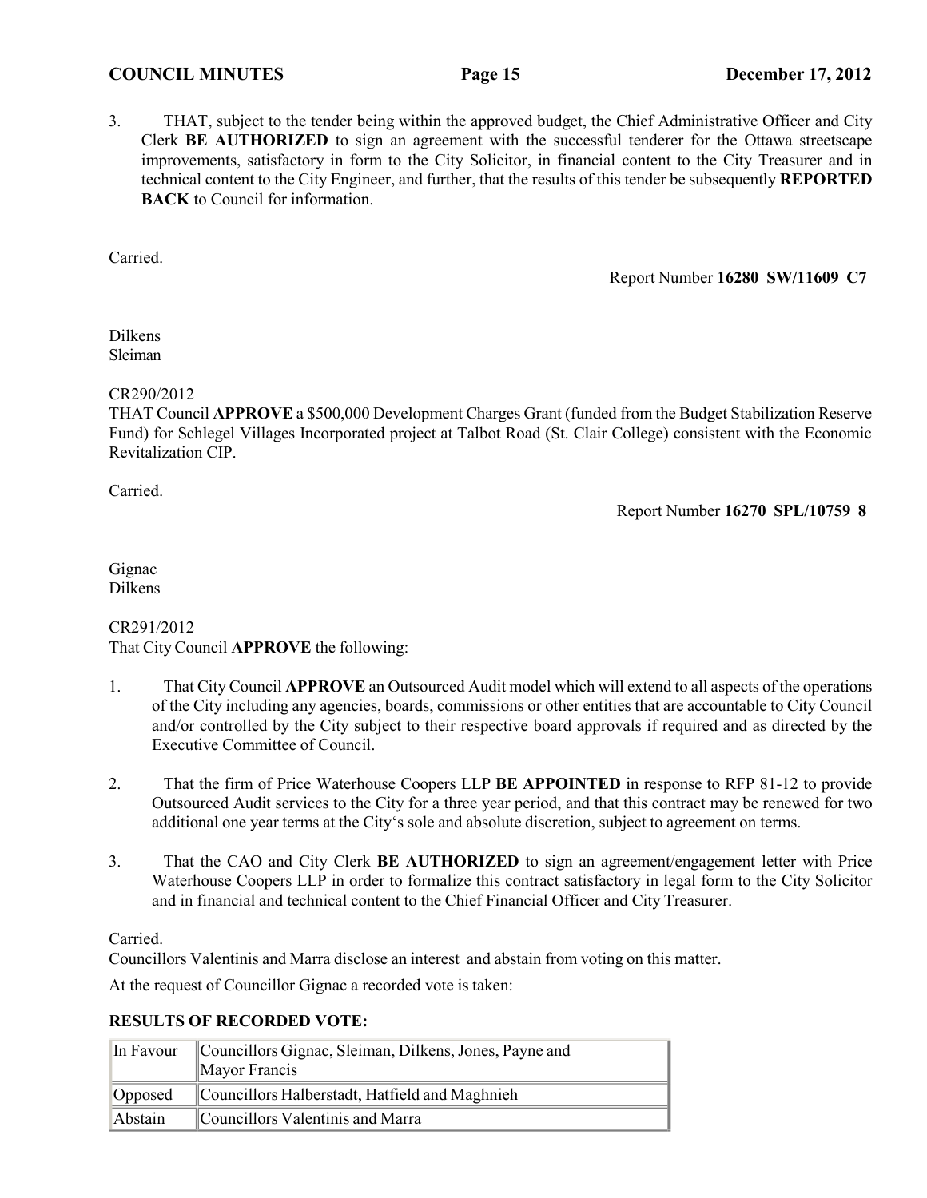3. THAT, subject to the tender being within the approved budget, the Chief Administrative Officer and City Clerk **BE AUTHORIZED** to sign an agreement with the successful tenderer for the Ottawa streetscape improvements, satisfactory in form to the City Solicitor, in financial content to the City Treasurer and in technical content to the City Engineer, and further, that the results of this tender be subsequently **REPORTED BACK** to Council for information.

Carried.

Report Number **16280 SW/11609 C7**

Dilkens
Sleiman

CR290/2012
THAT Council **APPROVE** a $500,000 Development Charges Grant (funded from the Budget Stabilization Reserve Fund) for Schlegel Villages Incorporated project at Talbot Road (St. Clair College) consistent with the Economic Revitalization CIP.

Carried.

Report Number **16270 SPL/10759 8**

Gignac
Dilkens

CR291/2012
That City Council **APPROVE** the following:

1. That City Council **APPROVE** an Outsourced Audit model which will extend to all aspects of the operations of the City including any agencies, boards, commissions or other entities that are accountable to City Council and/or controlled by the City subject to their respective board approvals if required and as directed by the Executive Committee of Council.

2. That the firm of Price Waterhouse Coopers LLP **BE APPOINTED** in response to RFP 81-12 to provide Outsourced Audit services to the City for a three year period, and that this contract may be renewed for two additional one year terms at the City's sole and absolute discretion, subject to agreement on terms.

3. That the CAO and City Clerk **BE AUTHORIZED** to sign an agreement/engagement letter with Price Waterhouse Coopers LLP in order to formalize this contract satisfactory in legal form to the City Solicitor and in financial and technical content to the Chief Financial Officer and City Treasurer.

Carried.

Councillors Valentinis and Marra disclose an interest and abstain from voting on this matter.

At the request of Councillor Gignac a recorded vote is taken:

**RESULTS OF RECORDED VOTE:**

| In Favour | Councillors Gignac, Sleiman, Dilkens, Jones, Payne and Mayor Francis |
|---|---|
| Opposed | Councillors Halberstadt, Hatfield and Maghnieh |
| Abstain | Councillors Valentinis and Marra |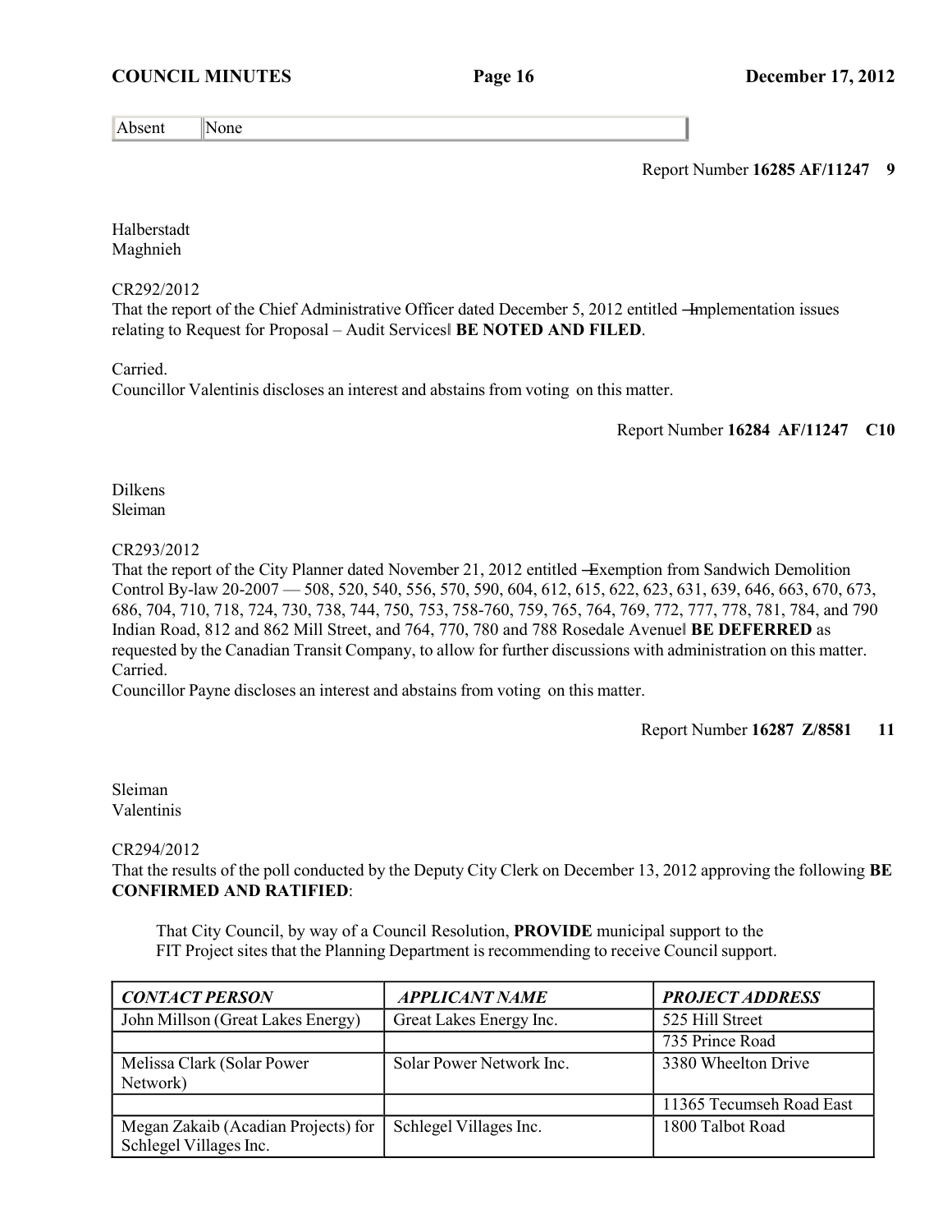| Absent | None |
|---|---|

Report Number **16285 AF/11247 9**

Halberstadt
Maghnieh

CR292/2012
That the report of the Chief Administrative Officer dated December 5, 2012 entitled ―Implementation issues relating to Request for Proposal – Audit Services‖ **BE NOTED AND FILED**.

Carried.
Councillor Valentinis discloses an interest and abstains from voting on this matter.

Report Number **16284 AF/11247 C10**

Dilkens
Sleiman

CR293/2012
That the report of the City Planner dated November 21, 2012 entitled ―Exemption from Sandwich Demolition Control By-law 20-2007 — 508, 520, 540, 556, 570, 590, 604, 612, 615, 622, 623, 631, 639, 646, 663, 670, 673, 686, 704, 710, 718, 724, 730, 738, 744, 750, 753, 758-760, 759, 765, 764, 769, 772, 777, 778, 781, 784, and 790 Indian Road, 812 and 862 Mill Street, and 764, 770, 780 and 788 Rosedale Avenue‖ **BE DEFERRED** as requested by the Canadian Transit Company, to allow for further discussions with administration on this matter.
Carried.
Councillor Payne discloses an interest and abstains from voting on this matter.

Report Number **16287 Z/8581 11**

Sleiman
Valentinis

CR294/2012
That the results of the poll conducted by the Deputy City Clerk on December 13, 2012 approving the following **BE CONFIRMED AND RATIFIED**:

> That City Council, by way of a Council Resolution, **PROVIDE** municipal support to the FIT Project sites that the Planning Department is recommending to receive Council support.

| ***CONTACT PERSON*** | ***APPLICANT NAME*** | ***PROJECT ADDRESS*** |
|---|---|---|
| John Millson (Great Lakes Energy) | Great Lakes Energy Inc. | 525 Hill Street |
| | | 735 Prince Road |
| Melissa Clark (Solar Power Network) | Solar Power Network Inc. | 3380 Wheelton Drive |
| | | 11365 Tecumseh Road East |
| Megan Zakaib (Acadian Projects) for Schlegel Villages Inc. | Schlegel Villages Inc. | 1800 Talbot Road |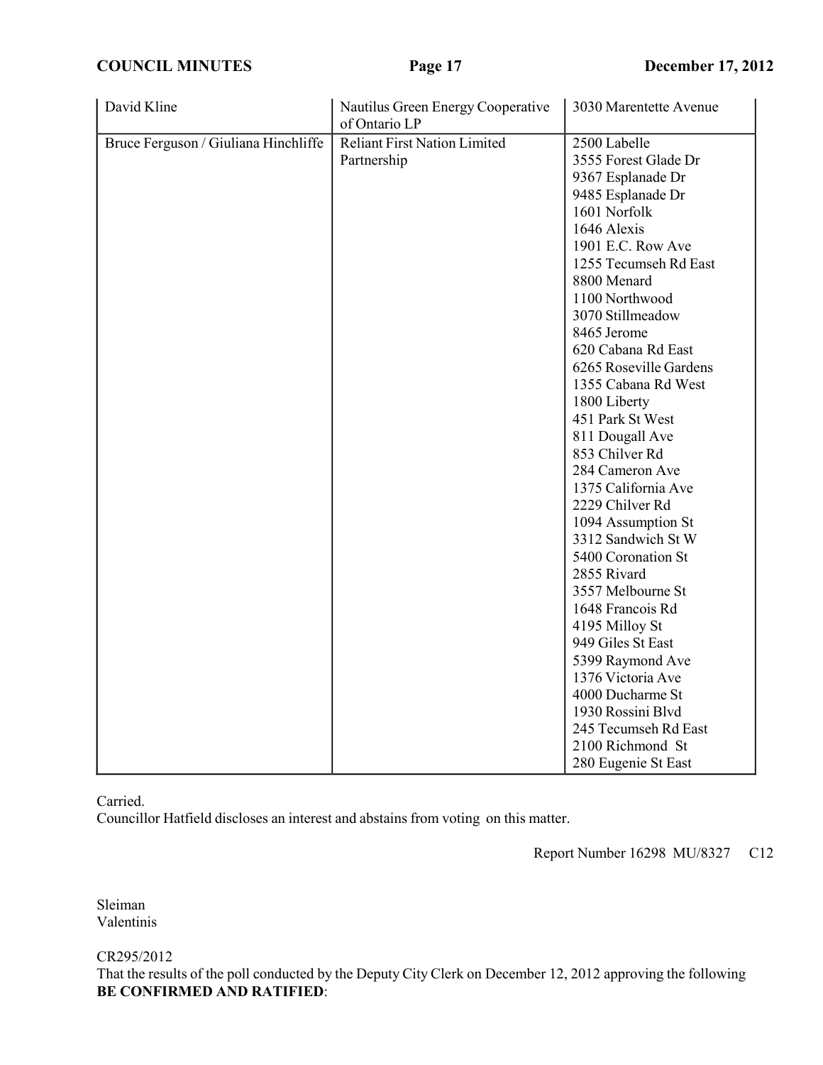| | | |
|---|---|---|
| David Kline | Nautilus Green Energy Cooperative of Ontario LP | 3030 Marentette Avenue |
| Bruce Ferguson / Giuliana Hinchliffe | Reliant First Nation Limited Partnership | 2500 Labelle<br>3555 Forest Glade Dr<br>9367 Esplanade Dr<br>9485 Esplanade Dr<br>1601 Norfolk<br>1646 Alexis<br>1901 E.C. Row Ave<br>1255 Tecumseh Rd East<br>8800 Menard<br>1100 Northwood<br>3070 Stillmeadow<br>8465 Jerome<br>620 Cabana Rd East<br>6265 Roseville Gardens<br>1355 Cabana Rd West<br>1800 Liberty<br>451 Park St West<br>811 Dougall Ave<br>853 Chilver Rd<br>284 Cameron Ave<br>1375 California Ave<br>2229 Chilver Rd<br>1094 Assumption St<br>3312 Sandwich St W<br>5400 Coronation St<br>2855 Rivard<br>3557 Melbourne St<br>1648 Francois Rd<br>4195 Milloy St<br>949 Giles St East<br>5399 Raymond Ave<br>1376 Victoria Ave<br>4000 Ducharme St<br>1930 Rossini Blvd<br>245 Tecumseh Rd East<br>2100 Richmond St<br>280 Eugenie St East |

Carried.
Councillor Hatfield discloses an interest and abstains from voting on this matter.

Report Number 16298 MU/8327 C12

Sleiman
Valentinis

CR295/2012
That the results of the poll conducted by the Deputy City Clerk on December 12, 2012 approving the following **BE CONFIRMED AND RATIFIED**: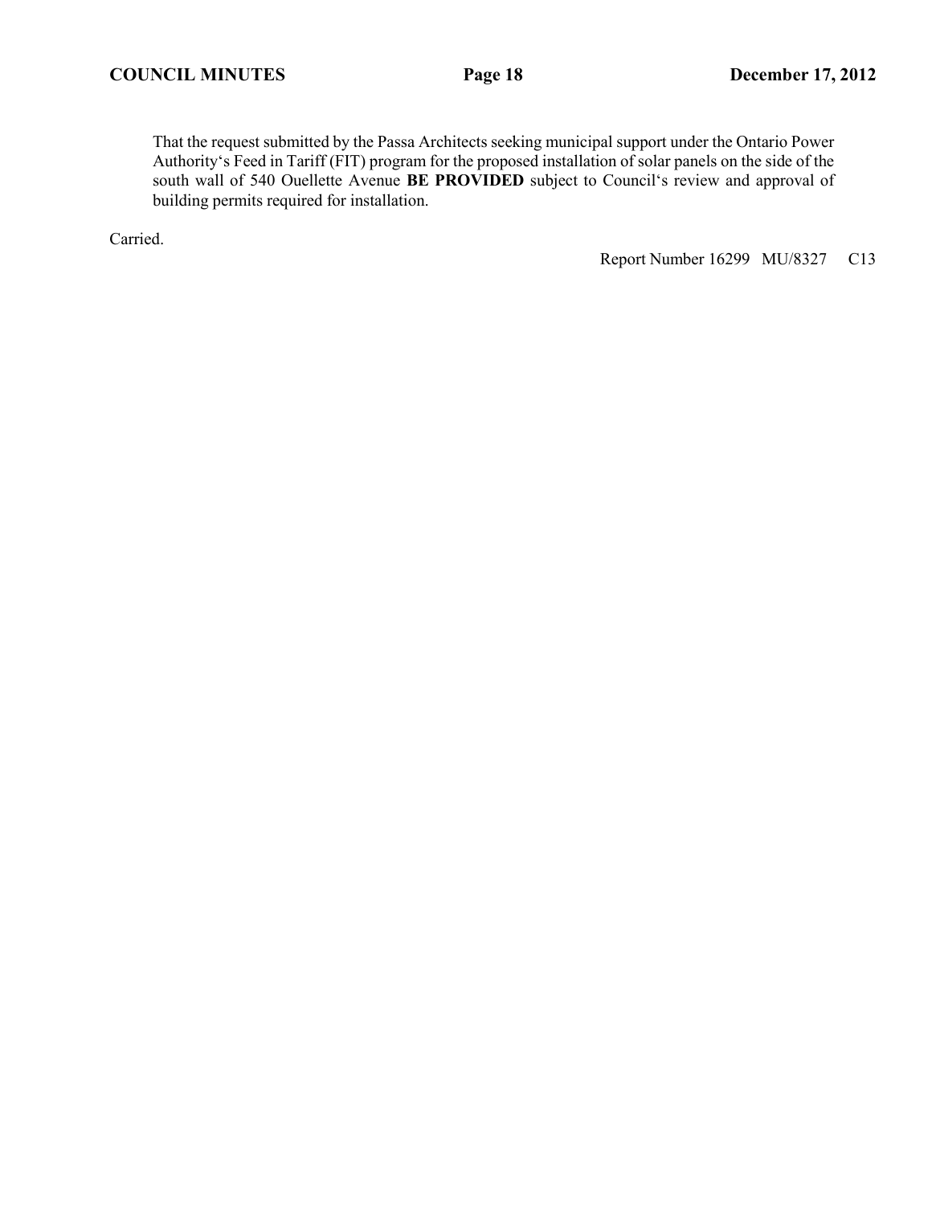That the request submitted by the Passa Architects seeking municipal support under the Ontario Power Authority's Feed in Tariff (FIT) program for the proposed installation of solar panels on the side of the south wall of 540 Ouellette Avenue **BE PROVIDED** subject to Council's review and approval of building permits required for installation.

Carried.

Report Number 16299 MU/8327 C13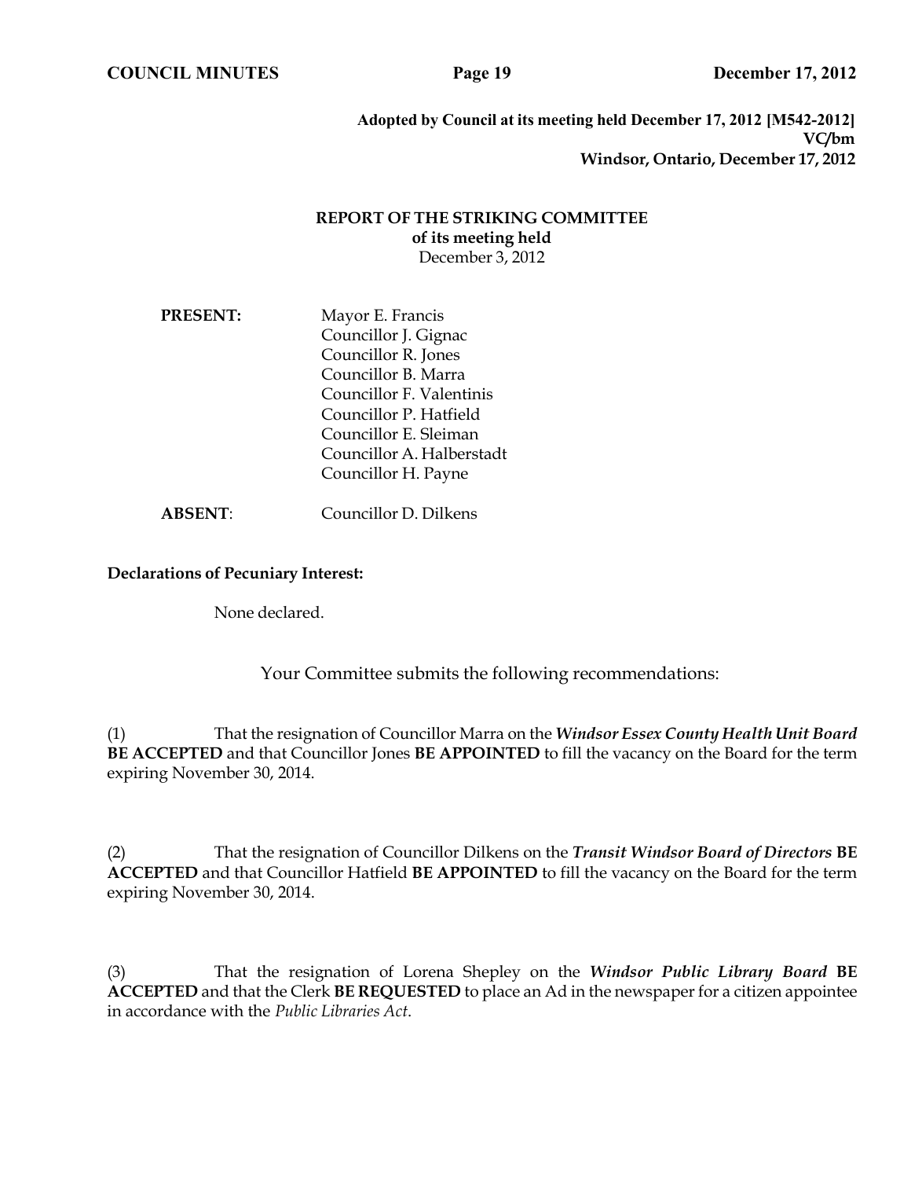**Adopted by Council at its meeting held December 17, 2012 [M542-2012]**
**VC/bm**
**Windsor, Ontario, December 17, 2012**

**REPORT OF THE STRIKING COMMITTEE**
**of its meeting held**
December 3, 2012

**PRESENT:**

Mayor E. Francis
Councillor J. Gignac
Councillor R. Jones
Councillor B. Marra
Councillor F. Valentinis
Councillor P. Hatfield
Councillor E. Sleiman
Councillor A. Halberstadt
Councillor H. Payne

**ABSENT**: Councillor D. Dilkens

**Declarations of Pecuniary Interest:**

None declared.

Your Committee submits the following recommendations:

(1) That the resignation of Councillor Marra on the ***Windsor Essex County Health Unit Board*** **BE ACCEPTED** and that Councillor Jones **BE APPOINTED** to fill the vacancy on the Board for the term expiring November 30, 2014.

(2) That the resignation of Councillor Dilkens on the ***Transit Windsor Board of Directors*** **BE ACCEPTED** and that Councillor Hatfield **BE APPOINTED** to fill the vacancy on the Board for the term expiring November 30, 2014.

(3) That the resignation of Lorena Shepley on the ***Windsor Public Library Board*** **BE ACCEPTED** and that the Clerk **BE REQUESTED** to place an Ad in the newspaper for a citizen appointee in accordance with the *Public Libraries Act*.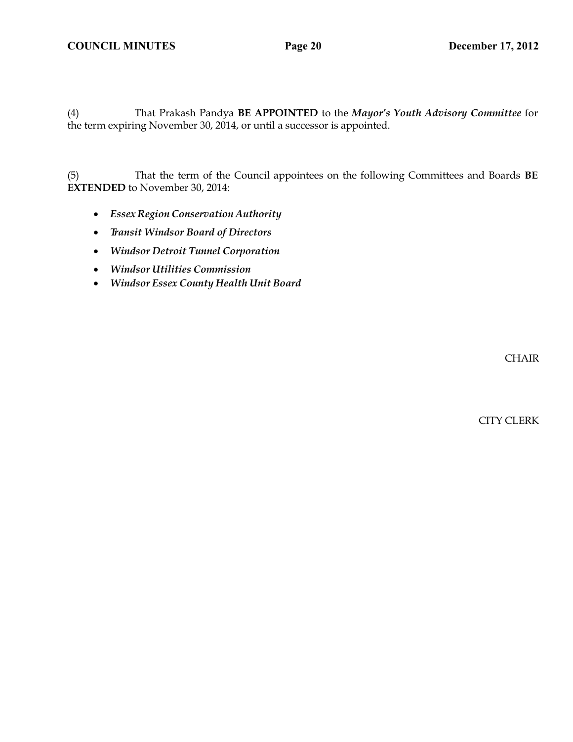(4) That Prakash Pandya **BE APPOINTED** to the ***Mayor's Youth Advisory Committee*** for the term expiring November 30, 2014, or until a successor is appointed.

(5) That the term of the Council appointees on the following Committees and Boards **BE EXTENDED** to November 30, 2014:

- ***Essex Region Conservation Authority***
- ***Transit Windsor Board of Directors***
- ***Windsor Detroit Tunnel Corporation***
- ***Windsor Utilities Commission***
- ***Windsor Essex County Health Unit Board***

CHAIR

CITY CLERK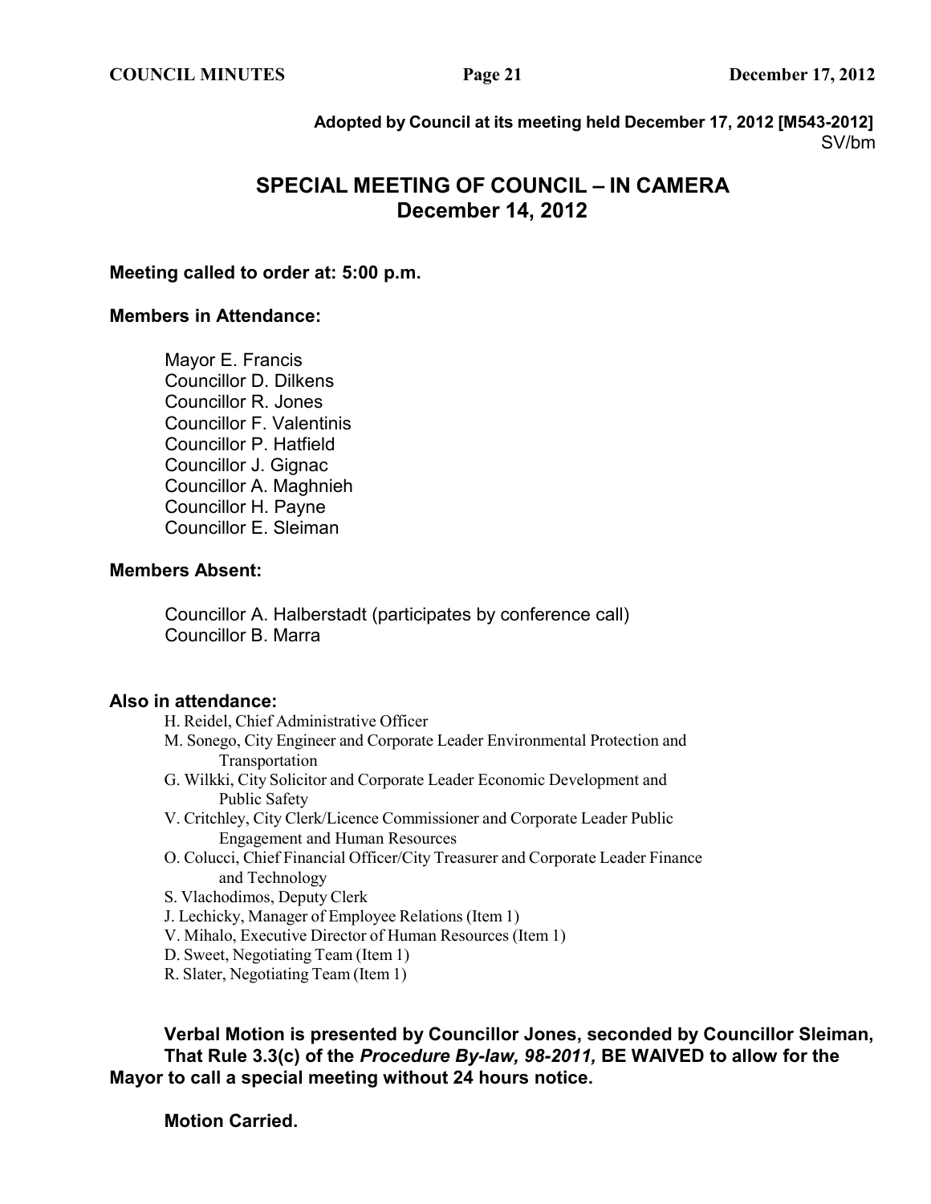**Adopted by Council at its meeting held December 17, 2012 [M543-2012]**
SV/bm

# SPECIAL MEETING OF COUNCIL – IN CAMERA
## December 14, 2012

**Meeting called to order at: 5:00 p.m.**

**Members in Attendance:**

Mayor E. Francis
Councillor D. Dilkens
Councillor R. Jones
Councillor F. Valentinis
Councillor P. Hatfield
Councillor J. Gignac
Councillor A. Maghnieh
Councillor H. Payne
Councillor E. Sleiman

**Members Absent:**

Councillor A. Halberstadt (participates by conference call)
Councillor B. Marra

**Also in attendance:**

H. Reidel, Chief Administrative Officer
M. Sonego, City Engineer and Corporate Leader Environmental Protection and Transportation
G. Wilkki, City Solicitor and Corporate Leader Economic Development and Public Safety
V. Critchley, City Clerk/Licence Commissioner and Corporate Leader Public Engagement and Human Resources
O. Colucci, Chief Financial Officer/City Treasurer and Corporate Leader Finance and Technology
S. Vlachodimos, Deputy Clerk
J. Lechicky, Manager of Employee Relations (Item 1)
V. Mihalo, Executive Director of Human Resources (Item 1)
D. Sweet, Negotiating Team (Item 1)
R. Slater, Negotiating Team (Item 1)

**Verbal Motion is presented by Councillor Jones, seconded by Councillor Sleiman, That Rule 3.3(c) of the *Procedure By-law, 98-2011,* BE WAIVED to allow for the Mayor to call a special meeting without 24 hours notice.**

**Motion Carried.**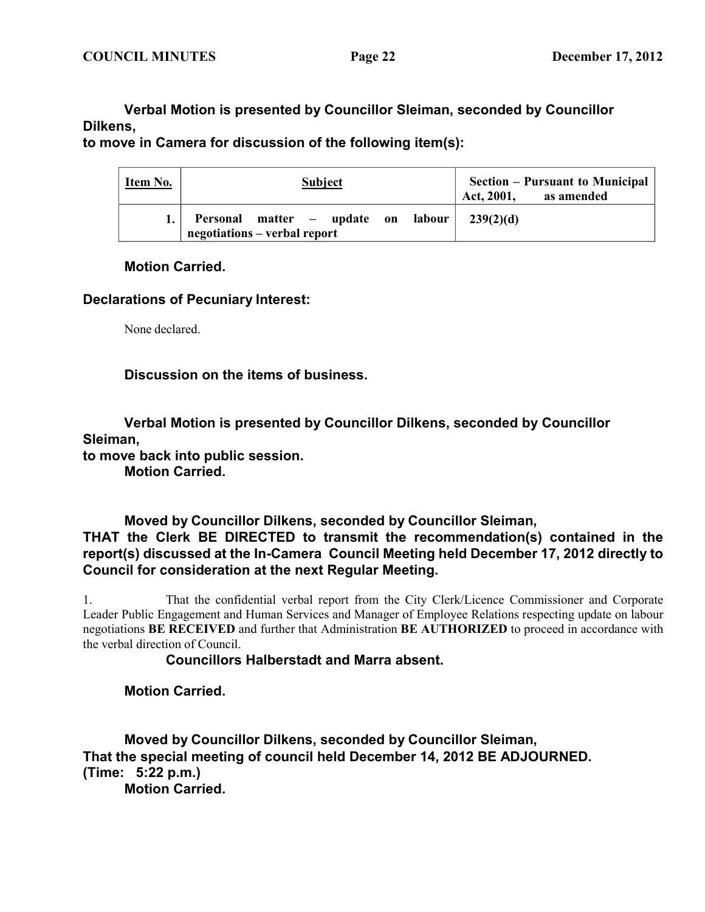**Verbal Motion is presented by Councillor Sleiman, seconded by Councillor Dilkens,**
**to move in Camera for discussion of the following item(s):**

| Item No. | Subject | Section – Pursuant to Municipal Act, 2001, as amended |
|---|---|---|
| 1. | Personal matter – update on labour negotiations – verbal report | 239(2)(d) |

**Motion Carried.**

**Declarations of Pecuniary Interest:**

None declared.

**Discussion on the items of business.**

**Verbal Motion is presented by Councillor Dilkens, seconded by Councillor Sleiman,**
**to move back into public session.**
**Motion Carried.**

**Moved by Councillor Dilkens, seconded by Councillor Sleiman,**
**THAT the Clerk BE DIRECTED to transmit the recommendation(s) contained in the report(s) discussed at the In-Camera Council Meeting held December 17, 2012 directly to Council for consideration at the next Regular Meeting.**

1. That the confidential verbal report from the City Clerk/Licence Commissioner and Corporate Leader Public Engagement and Human Services and Manager of Employee Relations respecting update on labour negotiations **BE RECEIVED** and further that Administration **BE AUTHORIZED** to proceed in accordance with the verbal direction of Council.

**Councillors Halberstadt and Marra absent.**

**Motion Carried.**

**Moved by Councillor Dilkens, seconded by Councillor Sleiman,**
**That the special meeting of council held December 14, 2012 BE ADJOURNED.**
**(Time: 5:22 p.m.)**
**Motion Carried.**